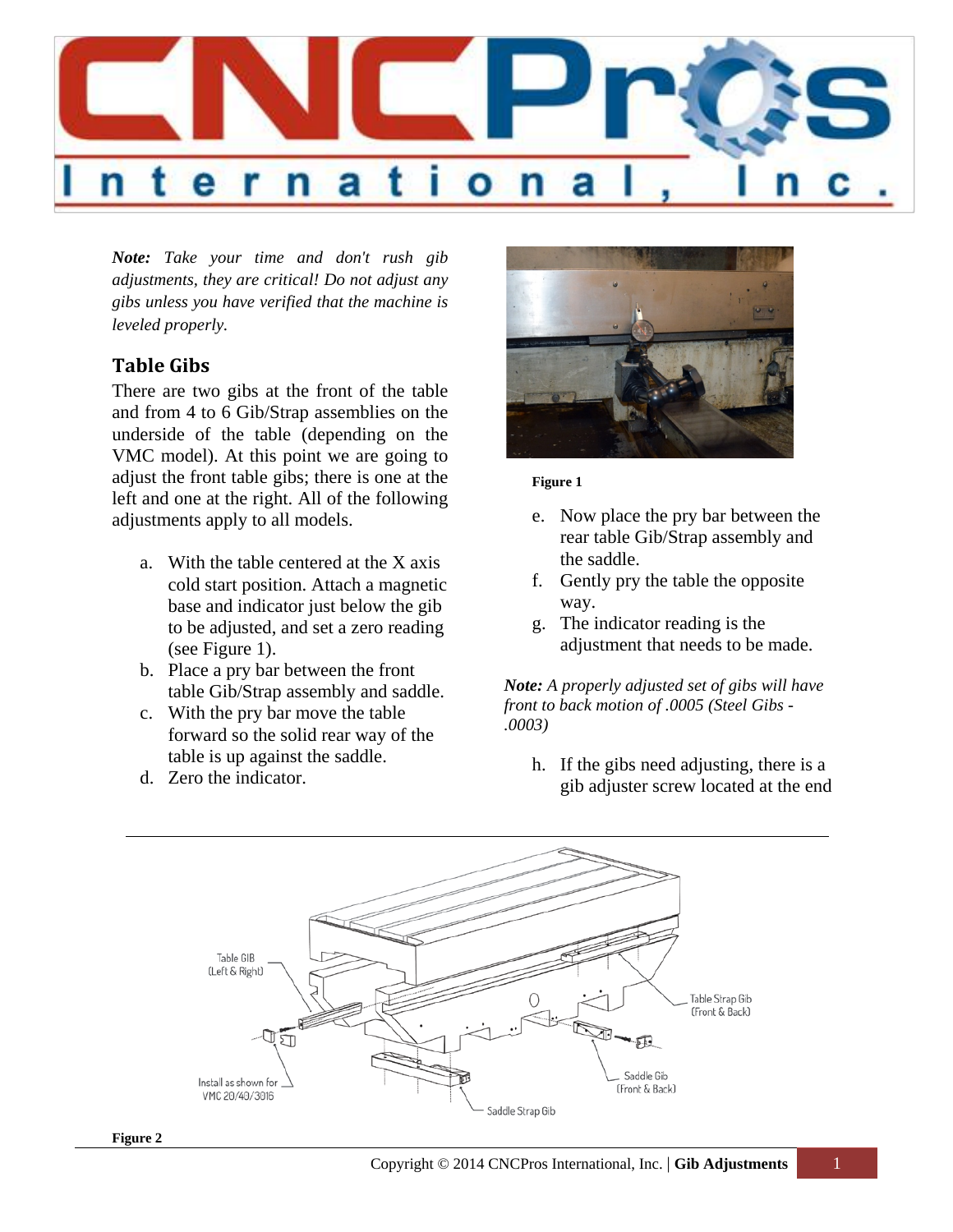***Note:*** *Take your time and don't rush gib adjustments, they are critical! Do not adjust any gibs unless you have verified that the machine is leveled properly.*

## Table Gibs

There are two gibs at the front of the table and from 4 to 6 Gib/Strap assemblies on the underside of the table (depending on the VMC model). At this point we are going to adjust the front table gibs; there is one at the left and one at the right. All of the following adjustments apply to all models.

a. With the table centered at the X axis cold start position. Attach a magnetic base and indicator just below the gib to be adjusted, and set a zero reading (see Figure 1).
b. Place a pry bar between the front table Gib/Strap assembly and saddle.
c. With the pry bar move the table forward so the solid rear way of the table is up against the saddle.
d. Zero the indicator.

**Figure 1**

e. Now place the pry bar between the rear table Gib/Strap assembly and the saddle.
f. Gently pry the table the opposite way.
g. The indicator reading is the adjustment that needs to be made.

***Note:*** *A properly adjusted set of gibs will have front to back motion of .0005 (Steel Gibs - .0003)*

h. If the gibs need adjusting, there is a gib adjuster screw located at the end

**Figure 2**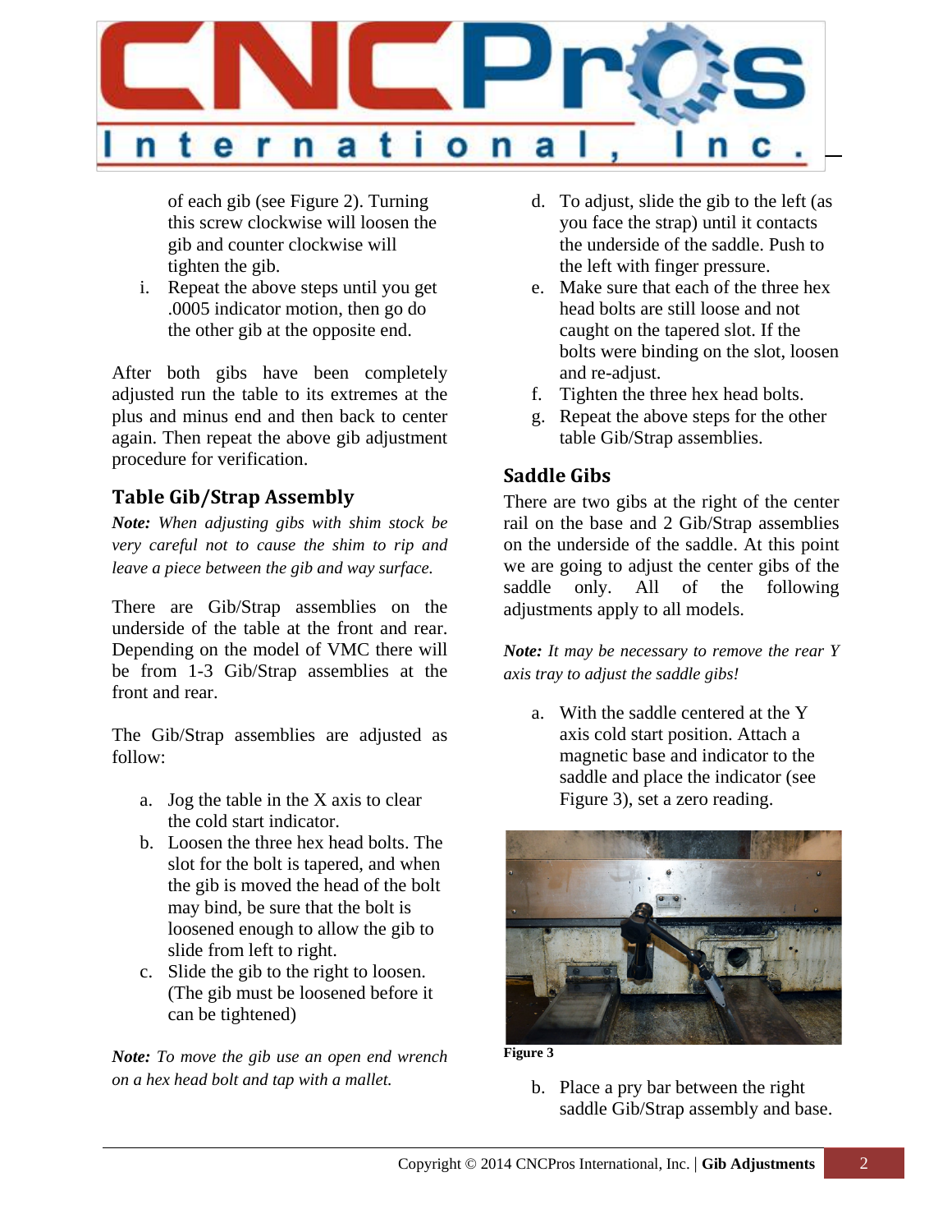of each gib (see Figure 2). Turning this screw clockwise will loosen the gib and counter clockwise will tighten the gib.

i. Repeat the above steps until you get .0005 indicator motion, then go do the other gib at the opposite end.

After both gibs have been completely adjusted run the table to its extremes at the plus and minus end and then back to center again. Then repeat the above gib adjustment procedure for verification.

## Table Gib/Strap Assembly

***Note:*** *When adjusting gibs with shim stock be very careful not to cause the shim to rip and leave a piece between the gib and way surface.*

There are Gib/Strap assemblies on the underside of the table at the front and rear. Depending on the model of VMC there will be from 1-3 Gib/Strap assemblies at the front and rear.

The Gib/Strap assemblies are adjusted as follow:

a. Jog the table in the X axis to clear the cold start indicator.
b. Loosen the three hex head bolts. The slot for the bolt is tapered, and when the gib is moved the head of the bolt may bind, be sure that the bolt is loosened enough to allow the gib to slide from left to right.
c. Slide the gib to the right to loosen. (The gib must be loosened before it can be tightened)

***Note:*** *To move the gib use an open end wrench on a hex head bolt and tap with a mallet.*

d. To adjust, slide the gib to the left (as you face the strap) until it contacts the underside of the saddle. Push to the left with finger pressure.
e. Make sure that each of the three hex head bolts are still loose and not caught on the tapered slot. If the bolts were binding on the slot, loosen and re-adjust.
f. Tighten the three hex head bolts.
g. Repeat the above steps for the other table Gib/Strap assemblies.

## Saddle Gibs

There are two gibs at the right of the center rail on the base and 2 Gib/Strap assemblies on the underside of the saddle. At this point we are going to adjust the center gibs of the saddle only. All of the following adjustments apply to all models.

***Note:*** *It may be necessary to remove the rear Y axis tray to adjust the saddle gibs!*

a. With the saddle centered at the Y axis cold start position. Attach a magnetic base and indicator to the saddle and place the indicator (see Figure 3), set a zero reading.

**Figure 3**

b. Place a pry bar between the right saddle Gib/Strap assembly and base.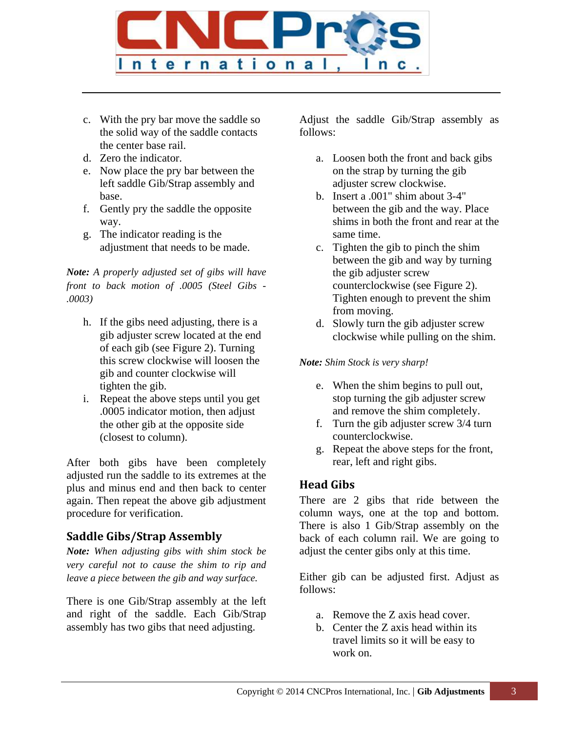c. With the pry bar move the saddle so the solid way of the saddle contacts the center base rail.
d. Zero the indicator.
e. Now place the pry bar between the left saddle Gib/Strap assembly and base.
f. Gently pry the saddle the opposite way.
g. The indicator reading is the adjustment that needs to be made.

***Note:*** *A properly adjusted set of gibs will have front to back motion of .0005 (Steel Gibs - .0003)*

h. If the gibs need adjusting, there is a gib adjuster screw located at the end of each gib (see Figure 2). Turning this screw clockwise will loosen the gib and counter clockwise will tighten the gib.
i. Repeat the above steps until you get .0005 indicator motion, then adjust the other gib at the opposite side (closest to column).

After both gibs have been completely adjusted run the saddle to its extremes at the plus and minus end and then back to center again. Then repeat the above gib adjustment procedure for verification.

## Saddle Gibs/Strap Assembly

***Note:*** *When adjusting gibs with shim stock be very careful not to cause the shim to rip and leave a piece between the gib and way surface.*

There is one Gib/Strap assembly at the left and right of the saddle. Each Gib/Strap assembly has two gibs that need adjusting.

Adjust the saddle Gib/Strap assembly as follows:

a. Loosen both the front and back gibs on the strap by turning the gib adjuster screw clockwise.
b. Insert a .001" shim about 3-4" between the gib and the way. Place shims in both the front and rear at the same time.
c. Tighten the gib to pinch the shim between the gib and way by turning the gib adjuster screw counterclockwise (see Figure 2). Tighten enough to prevent the shim from moving.
d. Slowly turn the gib adjuster screw clockwise while pulling on the shim.

***Note:*** *Shim Stock is very sharp!*

e. When the shim begins to pull out, stop turning the gib adjuster screw and remove the shim completely.
f. Turn the gib adjuster screw 3/4 turn counterclockwise.
g. Repeat the above steps for the front, rear, left and right gibs.

## Head Gibs

There are 2 gibs that ride between the column ways, one at the top and bottom. There is also 1 Gib/Strap assembly on the back of each column rail. We are going to adjust the center gibs only at this time.

Either gib can be adjusted first. Adjust as follows:

a. Remove the Z axis head cover.
b. Center the Z axis head within its travel limits so it will be easy to work on.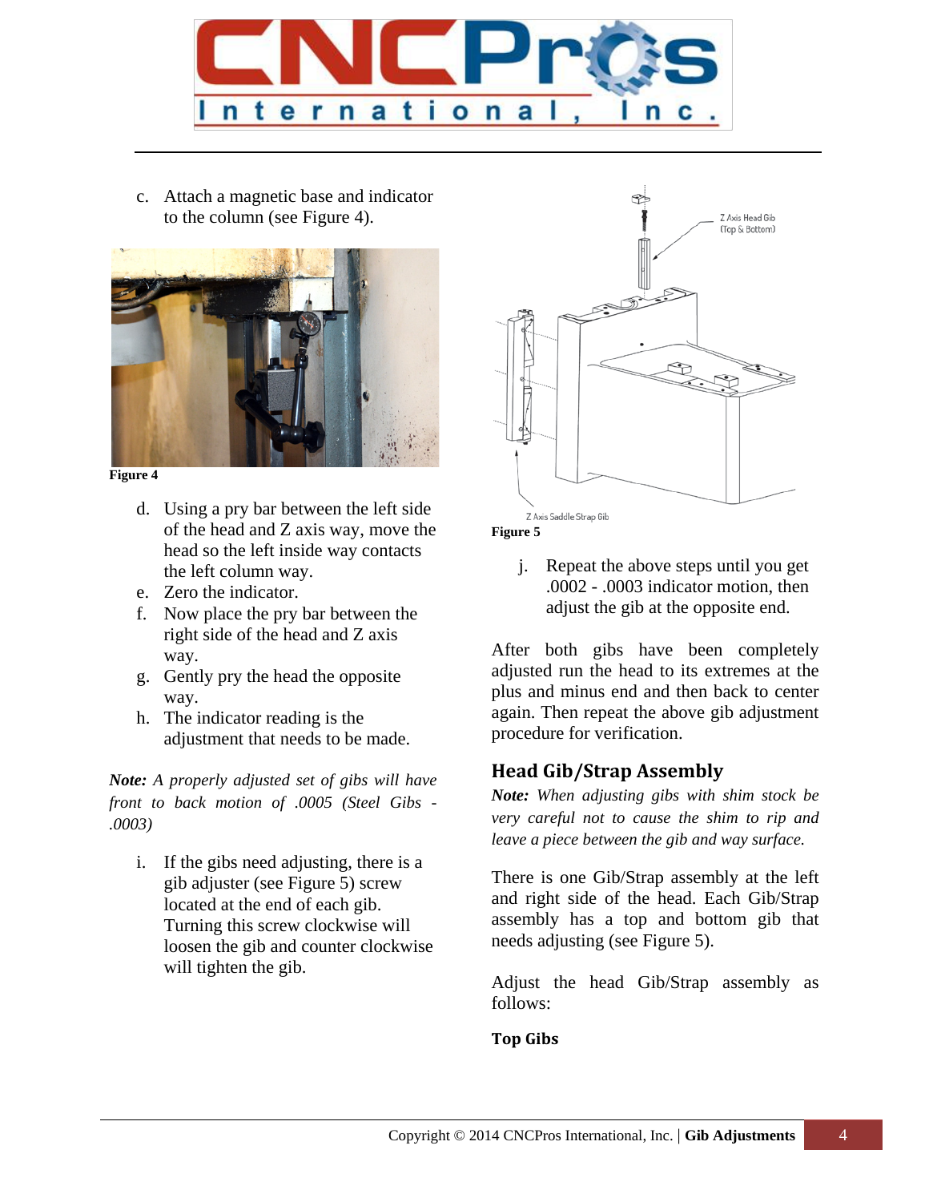c. Attach a magnetic base and indicator to the column (see Figure 4).

Figure 4

d. Using a pry bar between the left side of the head and Z axis way, move the head so the left inside way contacts the left column way.
e. Zero the indicator.
f. Now place the pry bar between the right side of the head and Z axis way.
g. Gently pry the head the opposite way.
h. The indicator reading is the adjustment that needs to be made.

***Note:*** *A properly adjusted set of gibs will have front to back motion of .0005 (Steel Gibs - .0003)*

i. If the gibs need adjusting, there is a gib adjuster (see Figure 5) screw located at the end of each gib. Turning this screw clockwise will loosen the gib and counter clockwise will tighten the gib.

Z Axis Head Gib (Top & Bottom)

Z Axis Saddle Strap Gib

Figure 5

j. Repeat the above steps until you get .0002 - .0003 indicator motion, then adjust the gib at the opposite end.

After both gibs have been completely adjusted run the head to its extremes at the plus and minus end and then back to center again. Then repeat the above gib adjustment procedure for verification.

## Head Gib/Strap Assembly

***Note:*** *When adjusting gibs with shim stock be very careful not to cause the shim to rip and leave a piece between the gib and way surface.*

There is one Gib/Strap assembly at the left and right side of the head. Each Gib/Strap assembly has a top and bottom gib that needs adjusting (see Figure 5).

Adjust the head Gib/Strap assembly as follows:

### Top Gibs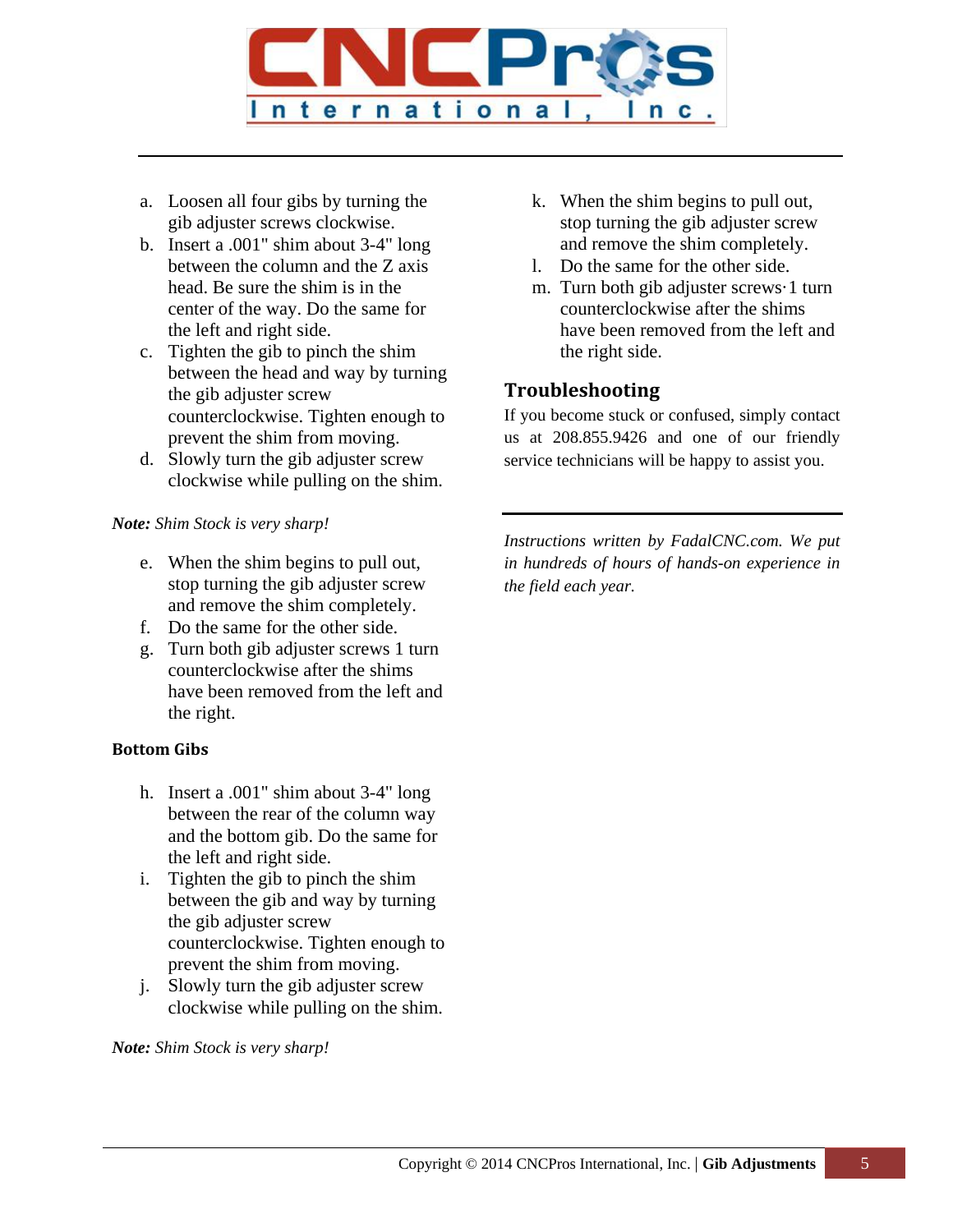a. Loosen all four gibs by turning the gib adjuster screws clockwise.
b. Insert a .001" shim about 3-4" long between the column and the Z axis head. Be sure the shim is in the center of the way. Do the same for the left and right side.
c. Tighten the gib to pinch the shim between the head and way by turning the gib adjuster screw counterclockwise. Tighten enough to prevent the shim from moving.
d. Slowly turn the gib adjuster screw clockwise while pulling on the shim.

***Note:*** *Shim Stock is very sharp!*

e. When the shim begins to pull out, stop turning the gib adjuster screw and remove the shim completely.
f. Do the same for the other side.
g. Turn both gib adjuster screws 1 turn counterclockwise after the shims have been removed from the left and the right.

**Bottom Gibs**

h. Insert a .001" shim about 3-4" long between the rear of the column way and the bottom gib. Do the same for the left and right side.
i. Tighten the gib to pinch the shim between the gib and way by turning the gib adjuster screw counterclockwise. Tighten enough to prevent the shim from moving.
j. Slowly turn the gib adjuster screw clockwise while pulling on the shim.

***Note:*** *Shim Stock is very sharp!*

k. When the shim begins to pull out, stop turning the gib adjuster screw and remove the shim completely.
l. Do the same for the other side.
m. Turn both gib adjuster screws·1 turn counterclockwise after the shims have been removed from the left and the right side.

## Troubleshooting

If you become stuck or confused, simply contact us at 208.855.9426 and one of our friendly service technicians will be happy to assist you.

---

*Instructions written by FadalCNC.com. We put in hundreds of hours of hands-on experience in the field each year.*